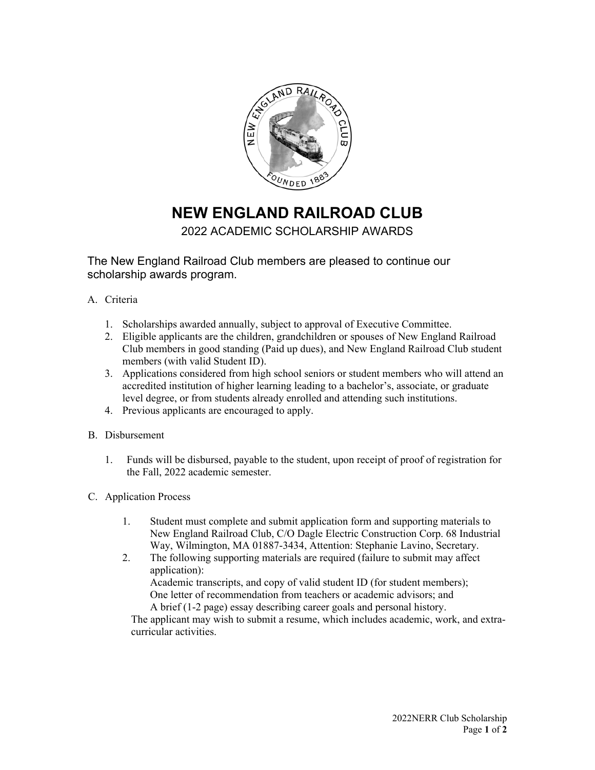# NEW ENGLAND RAILROAD CLUB

2022 ACADEMIC SCHOLARSHIP AWARDS

The New England Railroad Club members are pleased to continue our scholarship awards program.

A. Criteria

1. Scholarships awarded annually, subject to approval of Executive Committee.
2. Eligible applicants are the children, grandchildren or spouses of New England Railroad Club members in good standing (Paid up dues), and New England Railroad Club student members (with valid Student ID).
3. Applications considered from high school seniors or student members who will attend an accredited institution of higher learning leading to a bachelor's, associate, or graduate level degree, or from students already enrolled and attending such institutions.
4. Previous applicants are encouraged to apply.

B. Disbursement

1. Funds will be disbursed, payable to the student, upon receipt of proof of registration for the Fall, 2022 academic semester.

C. Application Process

1. Student must complete and submit application form and supporting materials to New England Railroad Club, C/O Dagle Electric Construction Corp. 68 Industrial Way, Wilmington, MA 01887-3434, Attention: Stephanie Lavino, Secretary.
2. The following supporting materials are required (failure to submit may affect application):
   Academic transcripts, and copy of valid student ID (for student members);
   One letter of recommendation from teachers or academic advisors; and
   A brief (1-2 page) essay describing career goals and personal history.

The applicant may wish to submit a resume, which includes academic, work, and extra-curricular activities.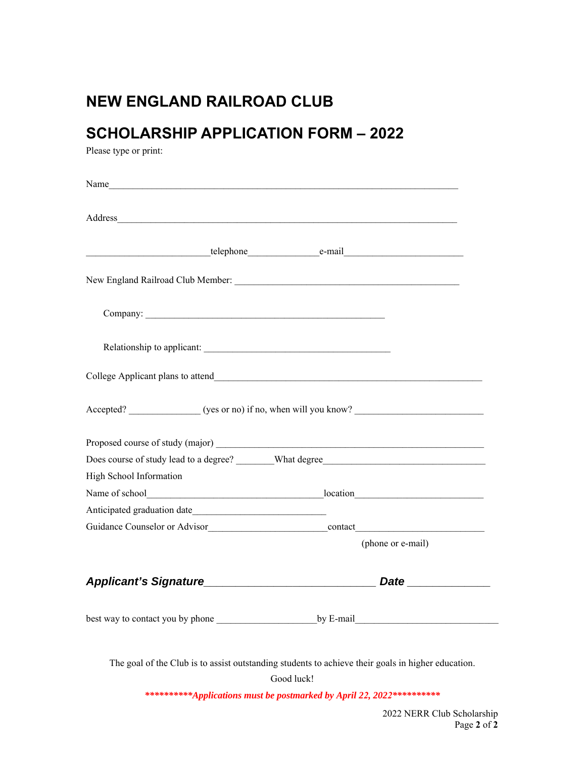# NEW ENGLAND RAILROAD CLUB

# SCHOLARSHIP APPLICATION FORM – 2022

Please type or print:

Name_______________________________________________________________________

Address_____________________________________________________________________

_________________________telephone______________e-mail________________________

New England Railroad Club Member: _____________________________________________

Company: _________________________________________________

Relationship to applicant: ______________________________________

College Applicant plans to attend______________________________________________________

Accepted? ______________ (yes or no) if no, when will you know? __________________________

Proposed course of study (major) ______________________________________________________

Does course of study lead to a degree? ________What degree_________________________________

High School Information

Name of school___________________________________location__________________________

Anticipated graduation date___________________________

Guidance Counselor or Advisor________________________contact__________________________

(phone or e-mail)

***Applicant's Signature_____________________________ Date ______________***

best way to contact you by phone ____________________by E-mail_____________________________

The goal of the Club is to assist outstanding students to achieve their goals in higher education.

Good luck!

***\*\*\*\*\*\*\*\*\*\*Applications must be postmarked by April 22, 2022\*\*\*\*\*\*\*\*\*\****